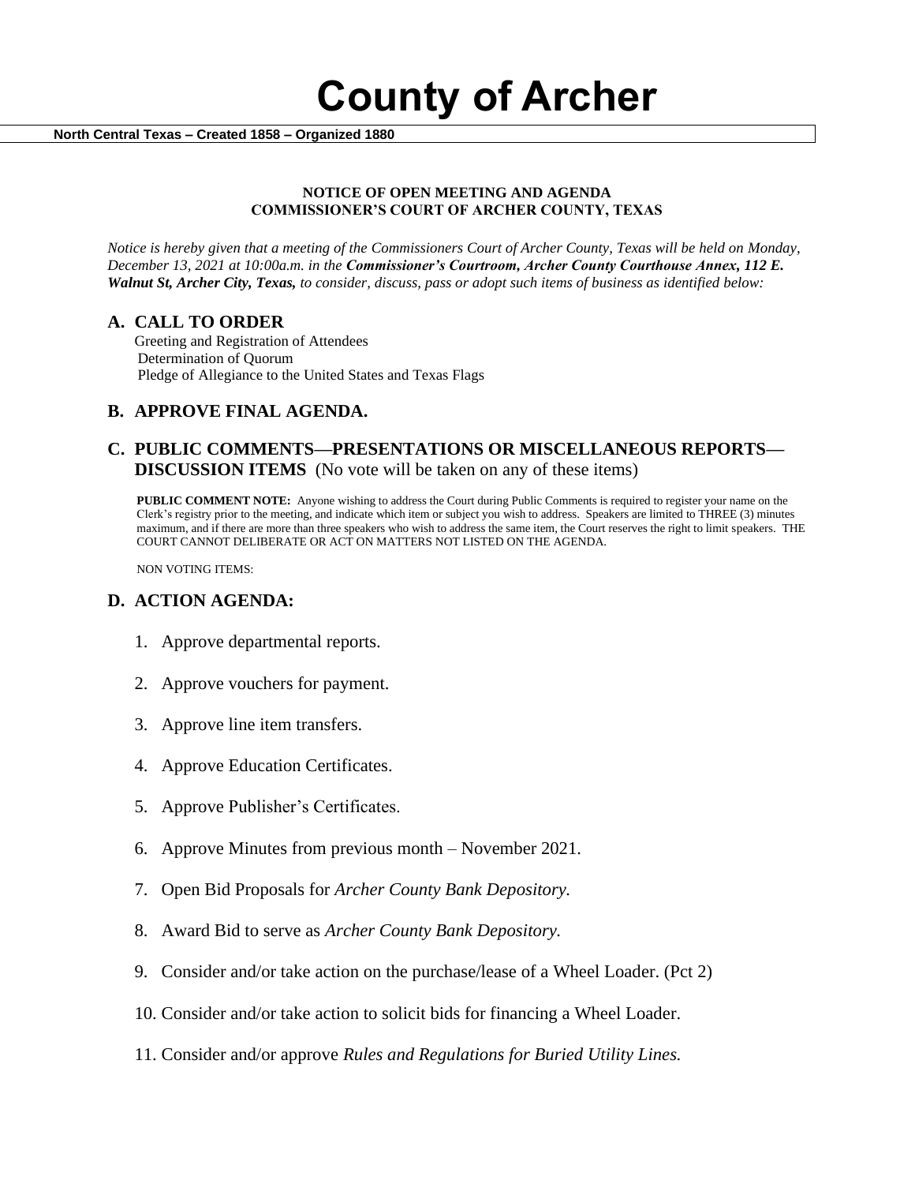# County of Archer

**North Central Texas – Created 1858 – Organized 1880**

**NOTICE OF OPEN MEETING AND AGENDA**
**COMMISSIONER'S COURT OF ARCHER COUNTY, TEXAS**

*Notice is hereby given that a meeting of the Commissioners Court of Archer County, Texas will be held on Monday, December 13, 2021 at 10:00a.m. in the **Commissioner's Courtroom, Archer County Courthouse Annex, 112 E. Walnut St, Archer City, Texas,** to consider, discuss, pass or adopt such items of business as identified below:*

## A. CALL TO ORDER

Greeting and Registration of Attendees
Determination of Quorum
Pledge of Allegiance to the United States and Texas Flags

## B. APPROVE FINAL AGENDA.

## C. PUBLIC COMMENTS—PRESENTATIONS OR MISCELLANEOUS REPORTS—DISCUSSION ITEMS (No vote will be taken on any of these items)

**PUBLIC COMMENT NOTE:** Anyone wishing to address the Court during Public Comments is required to register your name on the Clerk's registry prior to the meeting, and indicate which item or subject you wish to address. Speakers are limited to THREE (3) minutes maximum, and if there are more than three speakers who wish to address the same item, the Court reserves the right to limit speakers. THE COURT CANNOT DELIBERATE OR ACT ON MATTERS NOT LISTED ON THE AGENDA.

NON VOTING ITEMS:

## D. ACTION AGENDA:

1. Approve departmental reports.
2. Approve vouchers for payment.
3. Approve line item transfers.
4. Approve Education Certificates.
5. Approve Publisher's Certificates.
6. Approve Minutes from previous month – November 2021.
7. Open Bid Proposals for *Archer County Bank Depository.*
8. Award Bid to serve as *Archer County Bank Depository.*
9. Consider and/or take action on the purchase/lease of a Wheel Loader. (Pct 2)
10. Consider and/or take action to solicit bids for financing a Wheel Loader.
11. Consider and/or approve *Rules and Regulations for Buried Utility Lines.*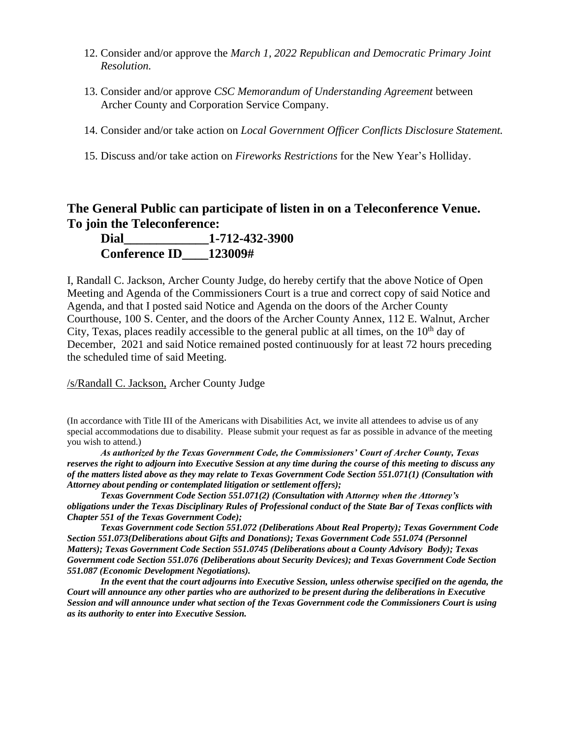12. Consider and/or approve the *March 1, 2022 Republican and Democratic Primary Joint Resolution.*

13. Consider and/or approve *CSC Memorandum of Understanding Agreement* between Archer County and Corporation Service Company.

14. Consider and/or take action on *Local Government Officer Conflicts Disclosure Statement.*

15. Discuss and/or take action on *Fireworks Restrictions* for the New Year's Holliday.

**The General Public can participate of listen in on a Teleconference Venue. To join the Teleconference:**

**Dial_____________1-712-432-3900**

**Conference ID____123009#**

I, Randall C. Jackson, Archer County Judge, do hereby certify that the above Notice of Open Meeting and Agenda of the Commissioners Court is a true and correct copy of said Notice and Agenda, and that I posted said Notice and Agenda on the doors of the Archer County Courthouse, 100 S. Center, and the doors of the Archer County Annex, 112 E. Walnut, Archer City, Texas, places readily accessible to the general public at all times, on the 10th day of December, 2021 and said Notice remained posted continuously for at least 72 hours preceding the scheduled time of said Meeting.

/s/Randall C. Jackson, Archer County Judge

(In accordance with Title III of the Americans with Disabilities Act, we invite all attendees to advise us of any special accommodations due to disability. Please submit your request as far as possible in advance of the meeting you wish to attend.)

***As authorized by the Texas Government Code, the Commissioners' Court of Archer County, Texas reserves the right to adjourn into Executive Session at any time during the course of this meeting to discuss any of the matters listed above as they may relate to Texas Government Code Section 551.071(1) (Consultation with Attorney about pending or contemplated litigation or settlement offers);***

***Texas Government Code Section 551.071(2) (Consultation with Attorney when the Attorney's obligations under the Texas Disciplinary Rules of Professional conduct of the State Bar of Texas conflicts with Chapter 551 of the Texas Government Code);***

***Texas Government code Section 551.072 (Deliberations About Real Property); Texas Government Code Section 551.073(Deliberations about Gifts and Donations); Texas Government Code 551.074 (Personnel Matters); Texas Government Code Section 551.0745 (Deliberations about a County Advisory Body); Texas Government code Section 551.076 (Deliberations about Security Devices); and Texas Government Code Section 551.087 (Economic Development Negotiations).***

***In the event that the court adjourns into Executive Session, unless otherwise specified on the agenda, the Court will announce any other parties who are authorized to be present during the deliberations in Executive Session and will announce under what section of the Texas Government code the Commissioners Court is using as its authority to enter into Executive Session.***